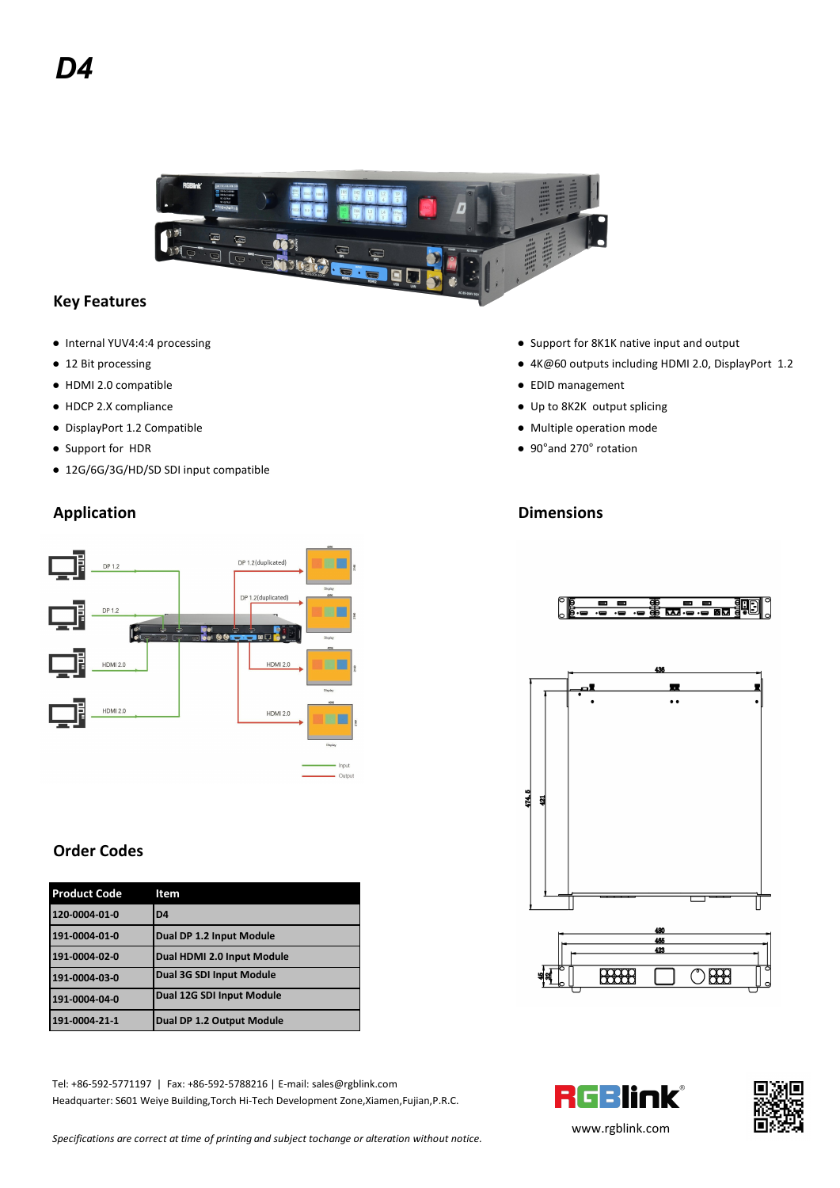# D4

## Key Features

- Internal YUV4:4:4 processing
- 12 Bit processing
- HDMI 2.0 compatible
- HDCP 2.X compliance
- DisplayPort 1.2 Compatible
- Support for HDR
- 12G/6G/3G/HD/SD SDI input compatible
- Support for 8K1K native input and output
- 4K@60 outputs including HDMI 2.0, DisplayPort 1.2
- EDID management
- Up to 8K2K output splicing
- Multiple operation mode
- 90°and 270° rotation

## Application

## Dimensions

## Order Codes

| Product Code | Item |
|---|---|
| 120-0004-01-0 | D4 |
| 191-0004-01-0 | Dual DP 1.2 Input Module |
| 191-0004-02-0 | Dual HDMI 2.0 Input Module |
| 191-0004-03-0 | Dual 3G SDI Input Module |
| 191-0004-04-0 | Dual 12G SDI Input Module |
| 191-0004-21-1 | Dual DP 1.2 Output Module |

Tel: +86-592-5771197 | Fax: +86-592-5788216 | E-mail: sales@rgblink.com
Headquarter: S601 Weiye Building,Torch Hi-Tech Development Zone,Xiamen,Fujian,P.R.C.

www.rgblink.com

*Specifications are correct at time of printing and subject tochange or alteration without notice.*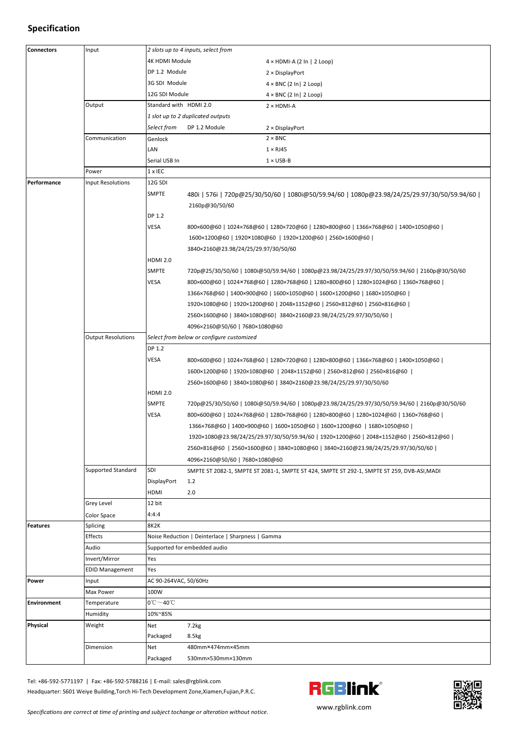## Specification

| | | | | |
|---|---|---|---|---|
| **Connectors** | Input | *2 slots up to 4 inputs, select from* | | |
| | | 4K HDMI Module | | 4 × HDMI-A (2 In \| 2 Loop) |
| | | DP 1.2 Module | | 2 × DisplayPort |
| | | 3G SDI Module | | 4 × BNC (2 In\| 2 Loop) |
| | | 12G SDI Module | | 4 × BNC (2 In\| 2 Loop) |
| | Output | Standard with HDMI 2.0 | | 2 × HDMI-A |
| | | *1 slot up to 2 duplicated outputs* | | |
| | | *Select from* | DP 1.2 Module | 2 × DisplayPort |
| | Communication | Genlock | | 2 × BNC |
| | | LAN | | 1 × RJ45 |
| | | Serial USB In | | 1 × USB-B |
| | Power | 1 x IEC | | |
| **Performance** | Input Resolutions | 12G SDI | | |
| | | SMPTE | 480i \| 576i \| 720p@25/30/50/60 \| 1080i@50/59.94/60 \| 1080p@23.98/24/25/29.97/30/50/59.94/60 \| 2160p@30/50/60 | |
| | | DP 1.2 | | |
| | | VESA | 800×600@60 \| 1024×768@60 \| 1280×720@60 \| 1280×800@60 \| 1366×768@60 \| 1400×1050@60 \| 1600×1200@60 \| 1920×1080@60 \| 1920×1200@60 \| 2560×1600@60 \| 3840×2160@23.98/24/25/29.97/30/50/60 | |
| | | HDMI 2.0 | | |
| | | SMPTE | 720p@25/30/50/60 \| 1080i@50/59.94/60 \| 1080p@23.98/24/25/29.97/30/50/59.94/60 \| 2160p@30/50/60 | |
| | | VESA | 800×600@60 \| 1024×768@60 \| 1280×768@60 \| 1280×800@60 \| 1280×1024@60 \| 1360×768@60 \| 1366×768@60 \| 1400×900@60 \| 1600×1050@60 \| 1600×1200@60 \| 1680×1050@60 \| 1920×1080@60 \| 1920×1200@60 \| 2048×1152@60 \| 2560×812@60 \| 2560×816@60 \| 2560×1600@60 \| 3840×1080@60\| 3840×2160@23.98/24/25/29.97/30/50/60 \| 4096×2160@50/60 \| 7680×1080@60 | |
| | Output Resolutions | *Select from below or configure customized* | | |
| | | DP 1.2 | | |
| | | VESA | 800×600@60 \| 1024×768@60 \| 1280×720@60 \| 1280×800@60 \| 1366×768@60 \| 1400×1050@60 \| 1600×1200@60 \| 1920×1080@60 \| 2048×1152@60 \| 2560×812@60 \| 2560×816@60 \| 2560×1600@60 \| 3840×1080@60 \| 3840×2160@23.98/24/25/29.97/30/50/60 | |
| | | HDMI 2.0 | | |
| | | SMPTE | 720p@25/30/50/60 \| 1080i@50/59.94/60 \| 1080p@23.98/24/25/29.97/30/50/59.94/60 \| 2160p@30/50/60 | |
| | | VESA | 800×600@60 \| 1024×768@60 \| 1280×768@60 \| 1280×800@60 \| 1280×1024@60 \| 1360×768@60 \| 1366×768@60 \| 1400×900@60 \| 1600×1050@60 \| 1600×1200@60 \| 1680×1050@60 \| 1920×1080@23.98/24/25/29.97/30/50/59.94/60 \| 1920×1200@60 \| 2048×1152@60 \| 2560×812@60 \| 2560×816@60 \| 2560×1600@60 \| 3840×1080@60 \| 3840×2160@23.98/24/25/29.97/30/50/60 \| 4096×2160@50/60 \| 7680×1080@60 | |
| | Supported Standard | SDI | SMPTE ST 2082-1, SMPTE ST 2081-1, SMPTE ST 424, SMPTE ST 292-1, SMPTE ST 259, DVB-ASI,MADI | |
| | | DisplayPort | 1.2 | |
| | | HDMI | 2.0 | |
| | Grey Level | 12 bit | | |
| | Color Space | 4:4:4 | | |
| **Features** | Splicing | 8K2K | | |
| | Effects | Noise Reduction \| Deinterlace \| Sharpness \| Gamma | | |
| | Audio | Supported for embedded audio | | |
| | Invert/Mirror | Yes | | |
| | EDID Management | Yes | | |
| **Power** | Input | AC 90-264VAC, 50/60Hz | | |
| | Max Power | 100W | | |
| **Environment** | Temperature | 0℃～40℃ | | |
| | Humidity | 10%~85% | | |
| **Physical** | Weight | Net | 7.2kg | |
| | | Packaged | 8.5kg | |
| | Dimension | Net | 480mm×474mm×45mm | |
| | | Packaged | 530mm×530mm×130mm | |

Tel: +86-592-5771197 | Fax: +86-592-5788216 | E-mail: sales@rgblink.com
Headquarter: S601 Weiye Building,Torch Hi-Tech Development Zone,Xiamen,Fujian,P.R.C.

RGBlink®

www.rgblink.com

*Specifications are correct at time of printing and subject tochange or alteration without notice.*